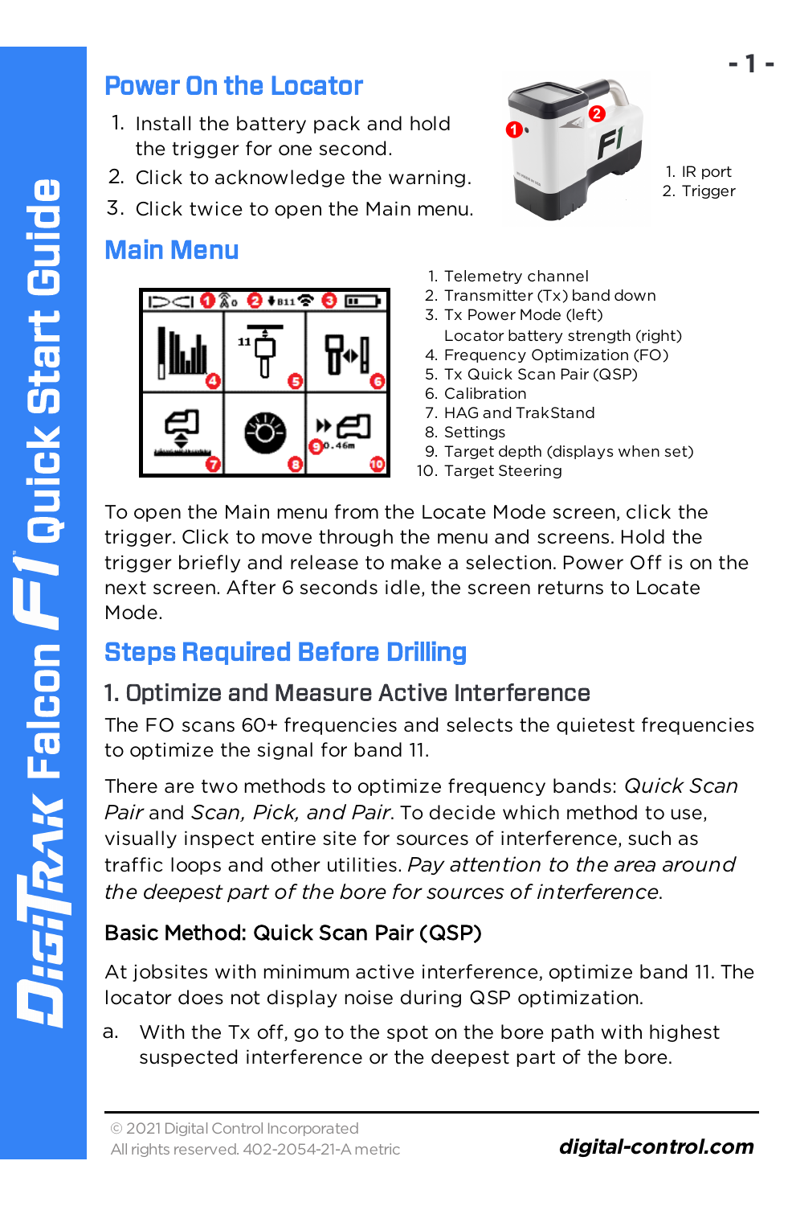## Power On the Locator

1. Install the battery pack and hold the trigger for one second.
2. Click to acknowledge the warning.
3. Click twice to open the Main menu.

1. IR port
2. Trigger

## Main Menu

1. Telemetry channel
2. Transmitter (Tx) band down
3. Tx Power Mode (left)
   Locator battery strength (right)
4. Frequency Optimization (FO)
5. Tx Quick Scan Pair (QSP)
6. Calibration
7. HAG and TrakStand
8. Settings
9. Target depth (displays when set)
10. Target Steering

To open the Main menu from the Locate Mode screen, click the trigger. Click to move through the menu and screens. Hold the trigger briefly and release to make a selection. Power Off is on the next screen. After 6 seconds idle, the screen returns to Locate Mode.

## Steps Required Before Drilling

### 1. Optimize and Measure Active Interference

The FO scans 60+ frequencies and selects the quietest frequencies to optimize the signal for band 11.

There are two methods to optimize frequency bands: *Quick Scan Pair* and *Scan, Pick, and Pair*. To decide which method to use, visually inspect entire site for sources of interference, such as traffic loops and other utilities. *Pay attention to the area around the deepest part of the bore for sources of interference.*

#### Basic Method: Quick Scan Pair (QSP)

At jobsites with minimum active interference, optimize band 11. The locator does not display noise during QSP optimization.

a. With the Tx off, go to the spot on the bore path with highest suspected interference or the deepest part of the bore.

© 2021 Digital Control Incorporated
All rights reserved. 402-2054-21-A metric

***digital-control.com***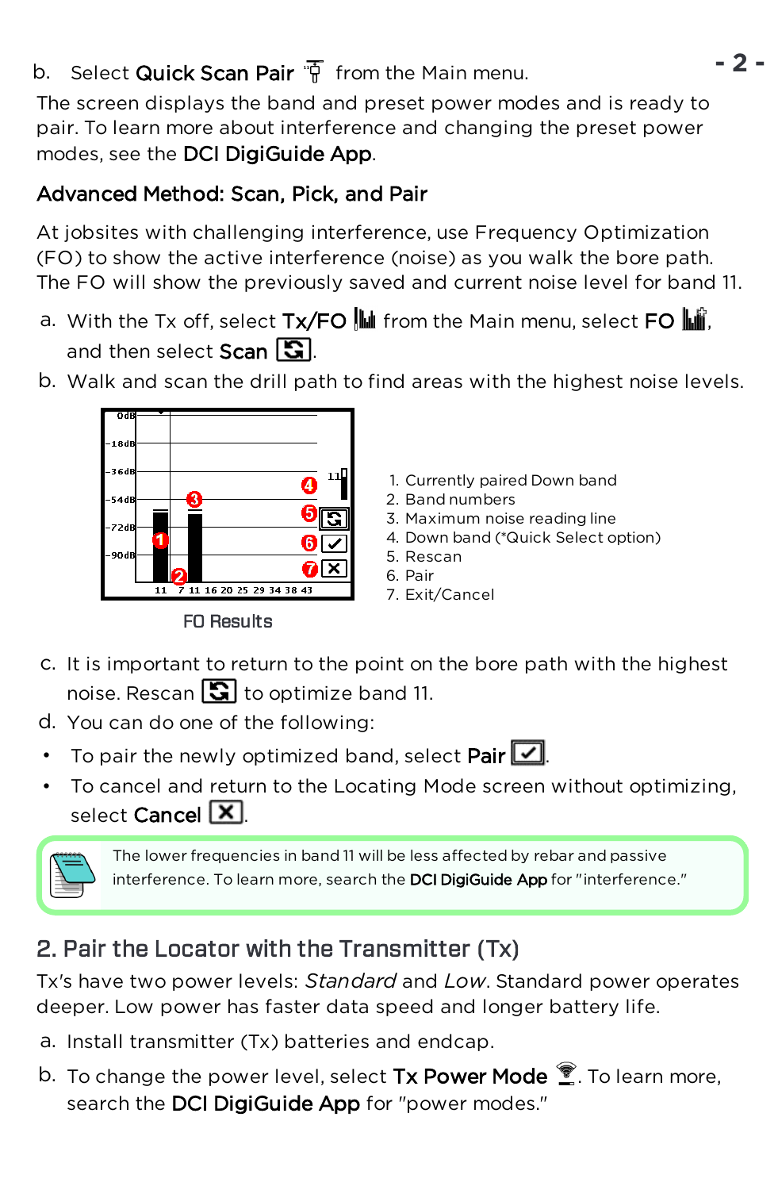b. Select **Quick Scan Pair** from the Main menu.

The screen displays the band and preset power modes and is ready to pair. To learn more about interference and changing the preset power modes, see the **DCI DigiGuide App**.

### Advanced Method: Scan, Pick, and Pair

At jobsites with challenging interference, use Frequency Optimization (FO) to show the active interference (noise) as you walk the bore path. The FO will show the previously saved and current noise level for band 11.

a. With the Tx off, select **Tx/FO** from the Main menu, select **FO**, and then select **Scan**.

b. Walk and scan the drill path to find areas with the highest noise levels.

1. Currently paired Down band
2. Band numbers
3. Maximum noise reading line
4. Down band (*Quick Select option)
5. Rescan
6. Pair
7. Exit/Cancel

FO Results

c. It is important to return to the point on the bore path with the highest noise. Rescan to optimize band 11.

d. You can do one of the following:

- To pair the newly optimized band, select **Pair**.
- To cancel and return to the Locating Mode screen without optimizing, select **Cancel**.

> The lower frequencies in band 11 will be less affected by rebar and passive interference. To learn more, search the **DCI DigiGuide App** for "interference."

## 2. Pair the Locator with the Transmitter (Tx)

Tx's have two power levels: *Standard* and *Low*. Standard power operates deeper. Low power has faster data speed and longer battery life.

a. Install transmitter (Tx) batteries and endcap.

b. To change the power level, select **Tx Power Mode**. To learn more, search the **DCI DigiGuide App** for "power modes."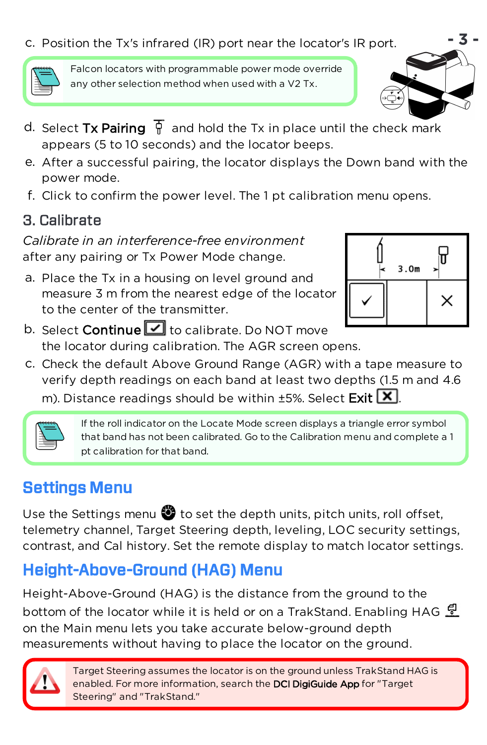c. Position the Tx's infrared (IR) port near the locator's IR port.

> Falcon locators with programmable power mode override any other selection method when used with a V2 Tx.

d. Select **Tx Pairing** and hold the Tx in place until the check mark appears (5 to 10 seconds) and the locator beeps.

e. After a successful pairing, the locator displays the Down band with the power mode.

f. Click to confirm the power level. The 1 pt calibration menu opens.

## 3. Calibrate

*Calibrate in an interference-free environment* after any pairing or Tx Power Mode change.

a. Place the Tx in a housing on level ground and measure 3 m from the nearest edge of the locator to the center of the transmitter.

b. Select **Continue** ☑ to calibrate. Do NOT move the locator during calibration. The AGR screen opens.

c. Check the default Above Ground Range (AGR) with a tape measure to verify depth readings on each band at least two depths (1.5 m and 4.6 m). Distance readings should be within ±5%. Select **Exit** ☒.

> If the roll indicator on the Locate Mode screen displays a triangle error symbol that band has not been calibrated. Go to the Calibration menu and complete a 1 pt calibration for that band.

# Settings Menu

Use the Settings menu to set the depth units, pitch units, roll offset, telemetry channel, Target Steering depth, leveling, LOC security settings, contrast, and Cal history. Set the remote display to match locator settings.

# Height-Above-Ground (HAG) Menu

Height-Above-Ground (HAG) is the distance from the ground to the bottom of the locator while it is held or on a TrakStand. Enabling HAG on the Main menu lets you take accurate below-ground depth measurements without having to place the locator on the ground.

> Target Steering assumes the locator is on the ground unless TrakStand HAG is enabled. For more information, search the **DCI DigiGuide App** for "Target Steering" and "TrakStand."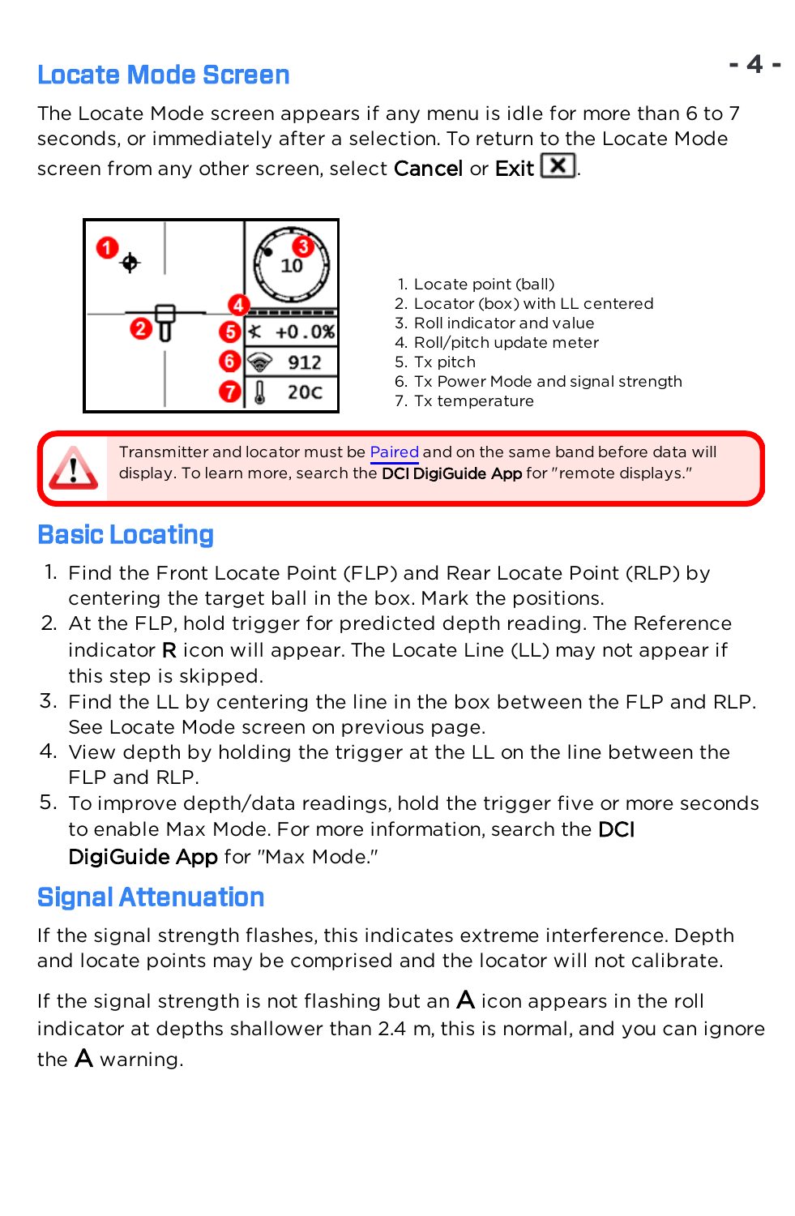## Locate Mode Screen

The Locate Mode screen appears if any menu is idle for more than 6 to 7 seconds, or immediately after a selection. To return to the Locate Mode screen from any other screen, select **Cancel** or **Exit** ☒.

1. Locate point (ball)
2. Locator (box) with LL centered
3. Roll indicator and value
4. Roll/pitch update meter
5. Tx pitch
6. Tx Power Mode and signal strength
7. Tx temperature

> ⚠ Transmitter and locator must be Paired and on the same band before data will display. To learn more, search the **DCI DigiGuide App** for "remote displays."

## Basic Locating

1. Find the Front Locate Point (FLP) and Rear Locate Point (RLP) by centering the target ball in the box. Mark the positions.
2. At the FLP, hold trigger for predicted depth reading. The Reference indicator **R** icon will appear. The Locate Line (LL) may not appear if this step is skipped.
3. Find the LL by centering the line in the box between the FLP and RLP. See Locate Mode screen on previous page.
4. View depth by holding the trigger at the LL on the line between the FLP and RLP.
5. To improve depth/data readings, hold the trigger five or more seconds to enable Max Mode. For more information, search the **DCI DigiGuide App** for "Max Mode."

## Signal Attenuation

If the signal strength flashes, this indicates extreme interference. Depth and locate points may be comprised and the locator will not calibrate.

If the signal strength is not flashing but an **A** icon appears in the roll indicator at depths shallower than 2.4 m, this is normal, and you can ignore the **A** warning.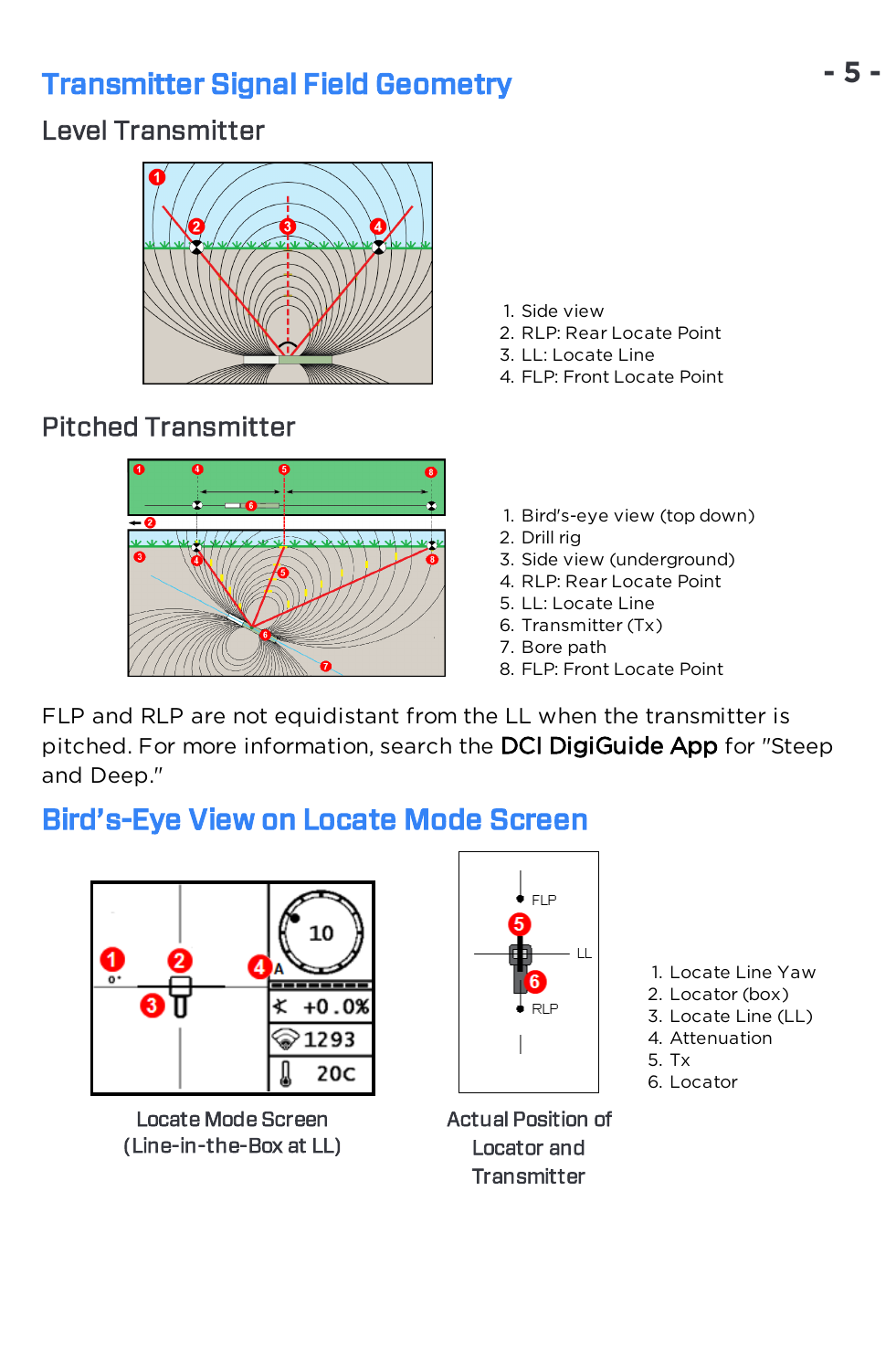## Transmitter Signal Field Geometry

### Level Transmitter

1. Side view
2. RLP: Rear Locate Point
3. LL: Locate Line
4. FLP: Front Locate Point

### Pitched Transmitter

1. Bird's-eye view (top down)
2. Drill rig
3. Side view (underground)
4. RLP: Rear Locate Point
5. LL: Locate Line
6. Transmitter (Tx)
7. Bore path
8. FLP: Front Locate Point

FLP and RLP are not equidistant from the LL when the transmitter is pitched. For more information, search the **DCI DigiGuide App** for "Steep and Deep."

## Bird's-Eye View on Locate Mode Screen

Locate Mode Screen (Line-in-the-Box at LL)

Actual Position of Locator and Transmitter

1. Locate Line Yaw
2. Locator (box)
3. Locate Line (LL)
4. Attenuation
5. Tx
6. Locator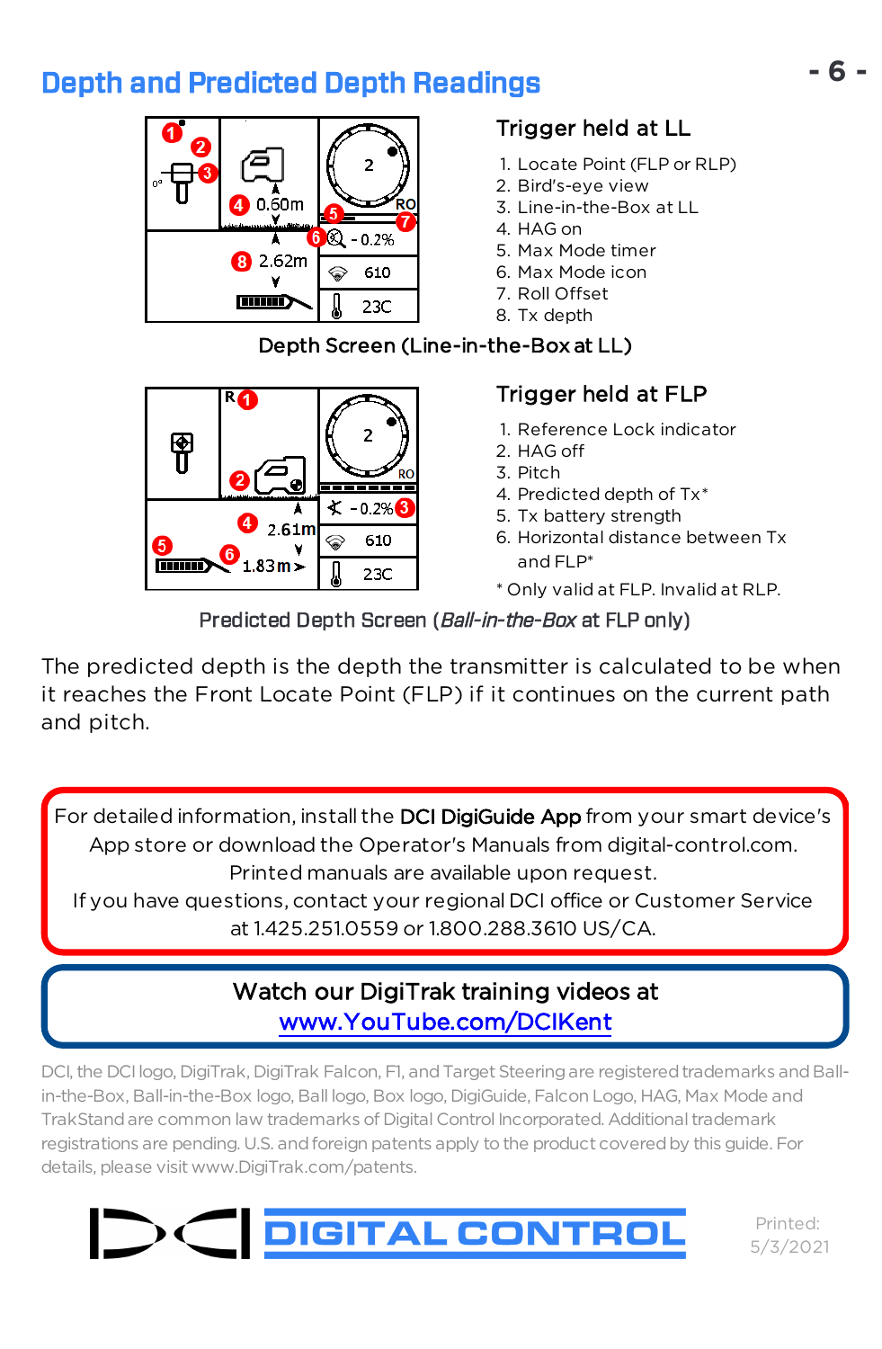# Depth and Predicted Depth Readings

### Trigger held at LL

1. Locate Point (FLP or RLP)
2. Bird's-eye view
3. Line-in-the-Box at LL
4. HAG on
5. Max Mode timer
6. Max Mode icon
7. Roll Offset
8. Tx depth

Depth Screen (Line-in-the-Box at LL)

### Trigger held at FLP

1. Reference Lock indicator
2. HAG off
3. Pitch
4. Predicted depth of Tx*
5. Tx battery strength
6. Horizontal distance between Tx and FLP*

\* Only valid at FLP. Invalid at RLP.

Predicted Depth Screen (*Ball-in-the-Box* at FLP only)

The predicted depth is the depth the transmitter is calculated to be when it reaches the Front Locate Point (FLP) if it continues on the current path and pitch.

For detailed information, install the **DCI DigiGuide App** from your smart device's App store or download the Operator's Manuals from digital-control.com. Printed manuals are available upon request.
If you have questions, contact your regional DCI office or Customer Service at 1.425.251.0559 or 1.800.288.3610 US/CA.

**Watch our DigiTrak training videos at**
**www.YouTube.com/DCIKent**

DCI, the DCI logo, DigiTrak, DigiTrak Falcon, F1, and Target Steering are registered trademarks and Ball-in-the-Box, Ball-in-the-Box logo, Ball logo, Box logo, DigiGuide, Falcon Logo, HAG, Max Mode and TrakStand are common law trademarks of Digital Control Incorporated. Additional trademark registrations are pending. U.S. and foreign patents apply to the product covered by this guide. For details, please visit www.DigiTrak.com/patents.

DIGITAL CONTROL

Printed: 5/3/2021